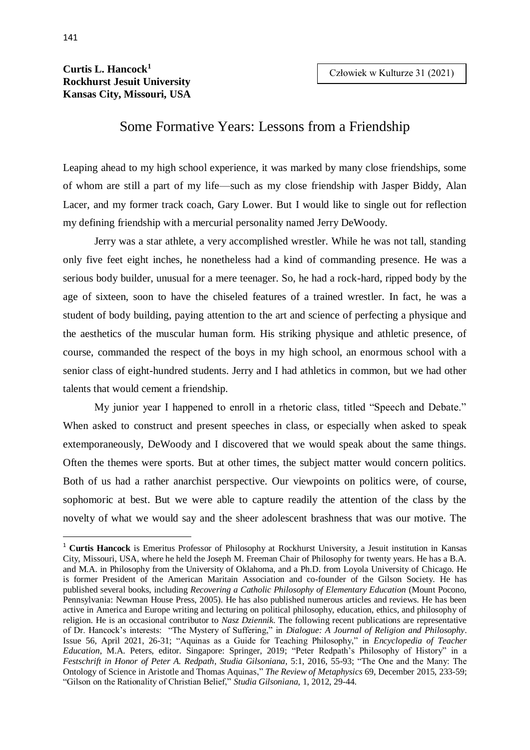**Curtis L. Hancock**[1]
**Rockhurst Jesuit University**
**Kansas City, Missouri, USA**

# Some Formative Years: Lessons from a Friendship

Leaping ahead to my high school experience, it was marked by many close friendships, some of whom are still a part of my life—such as my close friendship with Jasper Biddy, Alan Lacer, and my former track coach, Gary Lower. But I would like to single out for reflection my defining friendship with a mercurial personality named Jerry DeWoody.

Jerry was a star athlete, a very accomplished wrestler. While he was not tall, standing only five feet eight inches, he nonetheless had a kind of commanding presence. He was a serious body builder, unusual for a mere teenager. So, he had a rock-hard, ripped body by the age of sixteen, soon to have the chiseled features of a trained wrestler. In fact, he was a student of body building, paying attention to the art and science of perfecting a physique and the aesthetics of the muscular human form. His striking physique and athletic presence, of course, commanded the respect of the boys in my high school, an enormous school with a senior class of eight-hundred students. Jerry and I had athletics in common, but we had other talents that would cement a friendship.

My junior year I happened to enroll in a rhetoric class, titled "Speech and Debate." When asked to construct and present speeches in class, or especially when asked to speak extemporaneously, DeWoody and I discovered that we would speak about the same things. Often the themes were sports. But at other times, the subject matter would concern politics. Both of us had a rather anarchist perspective. Our viewpoints on politics were, of course, sophomoric at best. But we were able to capture readily the attention of the class by the novelty of what we would say and the sheer adolescent brashness that was our motive. The

---

[1] **Curtis Hancock** is Emeritus Professor of Philosophy at Rockhurst University, a Jesuit institution in Kansas City, Missouri, USA, where he held the Joseph M. Freeman Chair of Philosophy for twenty years. He has a B.A. and M.A. in Philosophy from the University of Oklahoma, and a Ph.D. from Loyola University of Chicago. He is former President of the American Maritain Association and co-founder of the Gilson Society. He has published several books, including *Recovering a Catholic Philosophy of Elementary Education* (Mount Pocono, Pennsylvania: Newman House Press, 2005). He has also published numerous articles and reviews. He has been active in America and Europe writing and lecturing on political philosophy, education, ethics, and philosophy of religion. He is an occasional contributor to *Nasz Dziennik*. The following recent publications are representative of Dr. Hancock's interests: "The Mystery of Suffering," in *Dialogue: A Journal of Religion and Philosophy*. Issue 56, April 2021, 26-31; "Aquinas as a Guide for Teaching Philosophy," in *Encyclopedia of Teacher Education*, M.A. Peters, editor. Singapore: Springer, 2019; "Peter Redpath's Philosophy of History" in a *Festschrift in Honor of Peter A. Redpath*, *Studia Gilsoniana*, 5:1, 2016, 55-93; "The One and the Many: The Ontology of Science in Aristotle and Thomas Aquinas," *The Review of Metaphysics* 69, December 2015, 233-59; "Gilson on the Rationality of Christian Belief," *Studia Gilsoniana*, 1, 2012, 29-44.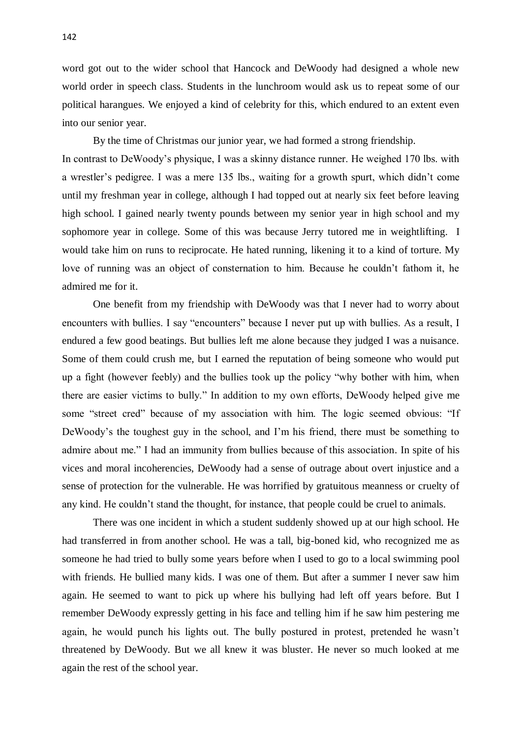word got out to the wider school that Hancock and DeWoody had designed a whole new world order in speech class. Students in the lunchroom would ask us to repeat some of our political harangues. We enjoyed a kind of celebrity for this, which endured to an extent even into our senior year.

By the time of Christmas our junior year, we had formed a strong friendship.

In contrast to DeWoody's physique, I was a skinny distance runner. He weighed 170 lbs. with a wrestler's pedigree. I was a mere 135 lbs., waiting for a growth spurt, which didn't come until my freshman year in college, although I had topped out at nearly six feet before leaving high school. I gained nearly twenty pounds between my senior year in high school and my sophomore year in college. Some of this was because Jerry tutored me in weightlifting. I would take him on runs to reciprocate. He hated running, likening it to a kind of torture. My love of running was an object of consternation to him. Because he couldn't fathom it, he admired me for it.

One benefit from my friendship with DeWoody was that I never had to worry about encounters with bullies. I say "encounters" because I never put up with bullies. As a result, I endured a few good beatings. But bullies left me alone because they judged I was a nuisance. Some of them could crush me, but I earned the reputation of being someone who would put up a fight (however feebly) and the bullies took up the policy "why bother with him, when there are easier victims to bully." In addition to my own efforts, DeWoody helped give me some "street cred" because of my association with him. The logic seemed obvious: "If DeWoody's the toughest guy in the school, and I'm his friend, there must be something to admire about me." I had an immunity from bullies because of this association. In spite of his vices and moral incoherencies, DeWoody had a sense of outrage about overt injustice and a sense of protection for the vulnerable. He was horrified by gratuitous meanness or cruelty of any kind. He couldn't stand the thought, for instance, that people could be cruel to animals.

There was one incident in which a student suddenly showed up at our high school. He had transferred in from another school. He was a tall, big-boned kid, who recognized me as someone he had tried to bully some years before when I used to go to a local swimming pool with friends. He bullied many kids. I was one of them. But after a summer I never saw him again. He seemed to want to pick up where his bullying had left off years before. But I remember DeWoody expressly getting in his face and telling him if he saw him pestering me again, he would punch his lights out. The bully postured in protest, pretended he wasn't threatened by DeWoody. But we all knew it was bluster. He never so much looked at me again the rest of the school year.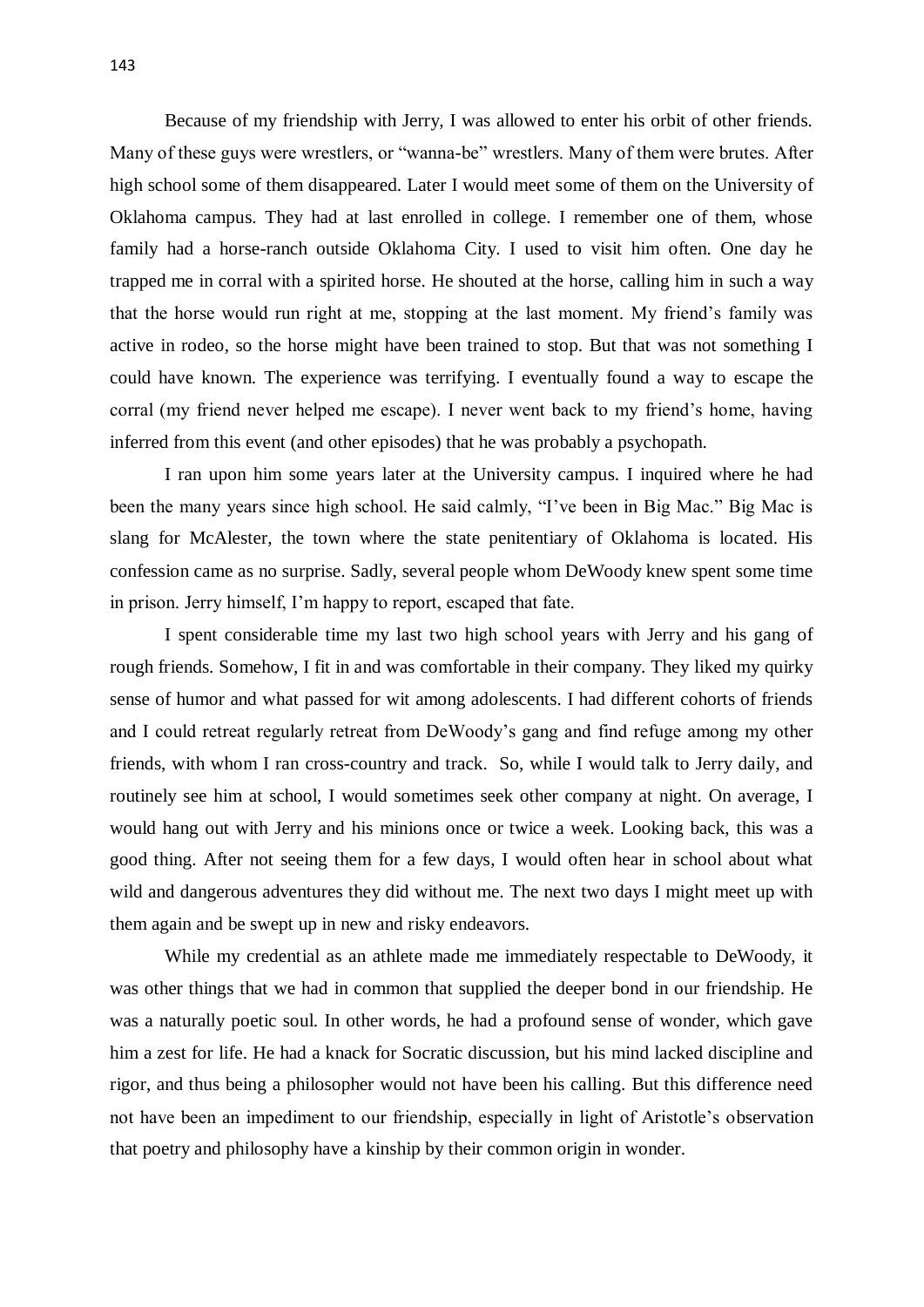Because of my friendship with Jerry, I was allowed to enter his orbit of other friends. Many of these guys were wrestlers, or "wanna-be" wrestlers. Many of them were brutes. After high school some of them disappeared. Later I would meet some of them on the University of Oklahoma campus. They had at last enrolled in college. I remember one of them, whose family had a horse-ranch outside Oklahoma City. I used to visit him often. One day he trapped me in corral with a spirited horse. He shouted at the horse, calling him in such a way that the horse would run right at me, stopping at the last moment. My friend's family was active in rodeo, so the horse might have been trained to stop. But that was not something I could have known. The experience was terrifying. I eventually found a way to escape the corral (my friend never helped me escape). I never went back to my friend's home, having inferred from this event (and other episodes) that he was probably a psychopath.

I ran upon him some years later at the University campus. I inquired where he had been the many years since high school. He said calmly, "I've been in Big Mac." Big Mac is slang for McAlester, the town where the state penitentiary of Oklahoma is located. His confession came as no surprise. Sadly, several people whom DeWoody knew spent some time in prison. Jerry himself, I'm happy to report, escaped that fate.

I spent considerable time my last two high school years with Jerry and his gang of rough friends. Somehow, I fit in and was comfortable in their company. They liked my quirky sense of humor and what passed for wit among adolescents. I had different cohorts of friends and I could retreat regularly retreat from DeWoody's gang and find refuge among my other friends, with whom I ran cross-country and track. So, while I would talk to Jerry daily, and routinely see him at school, I would sometimes seek other company at night. On average, I would hang out with Jerry and his minions once or twice a week. Looking back, this was a good thing. After not seeing them for a few days, I would often hear in school about what wild and dangerous adventures they did without me. The next two days I might meet up with them again and be swept up in new and risky endeavors.

While my credential as an athlete made me immediately respectable to DeWoody, it was other things that we had in common that supplied the deeper bond in our friendship. He was a naturally poetic soul. In other words, he had a profound sense of wonder, which gave him a zest for life. He had a knack for Socratic discussion, but his mind lacked discipline and rigor, and thus being a philosopher would not have been his calling. But this difference need not have been an impediment to our friendship, especially in light of Aristotle's observation that poetry and philosophy have a kinship by their common origin in wonder.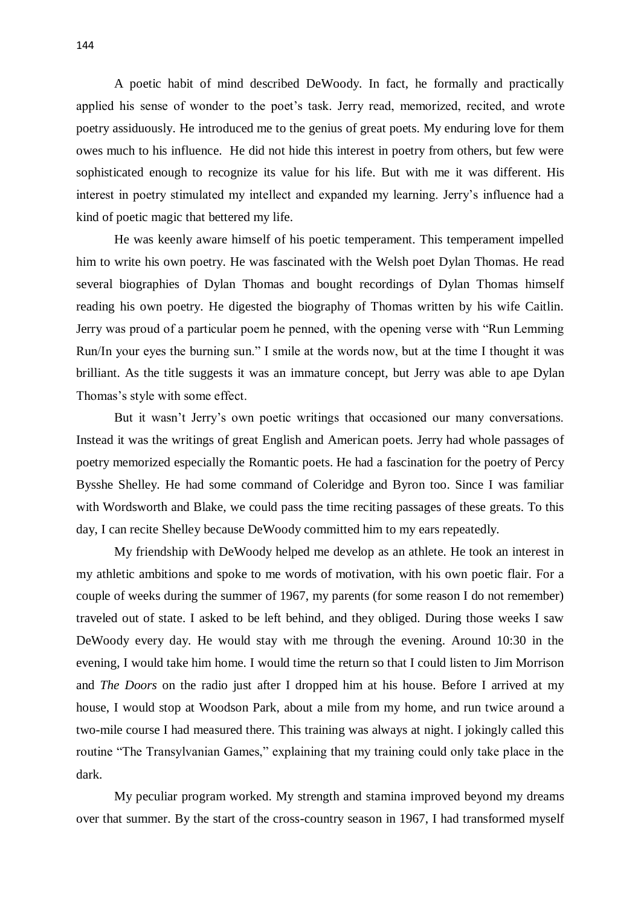A poetic habit of mind described DeWoody. In fact, he formally and practically applied his sense of wonder to the poet's task. Jerry read, memorized, recited, and wrote poetry assiduously. He introduced me to the genius of great poets. My enduring love for them owes much to his influence. He did not hide this interest in poetry from others, but few were sophisticated enough to recognize its value for his life. But with me it was different. His interest in poetry stimulated my intellect and expanded my learning. Jerry's influence had a kind of poetic magic that bettered my life.

He was keenly aware himself of his poetic temperament. This temperament impelled him to write his own poetry. He was fascinated with the Welsh poet Dylan Thomas. He read several biographies of Dylan Thomas and bought recordings of Dylan Thomas himself reading his own poetry. He digested the biography of Thomas written by his wife Caitlin. Jerry was proud of a particular poem he penned, with the opening verse with "Run Lemming Run/In your eyes the burning sun." I smile at the words now, but at the time I thought it was brilliant. As the title suggests it was an immature concept, but Jerry was able to ape Dylan Thomas's style with some effect.

But it wasn't Jerry's own poetic writings that occasioned our many conversations. Instead it was the writings of great English and American poets. Jerry had whole passages of poetry memorized especially the Romantic poets. He had a fascination for the poetry of Percy Bysshe Shelley. He had some command of Coleridge and Byron too. Since I was familiar with Wordsworth and Blake, we could pass the time reciting passages of these greats. To this day, I can recite Shelley because DeWoody committed him to my ears repeatedly.

My friendship with DeWoody helped me develop as an athlete. He took an interest in my athletic ambitions and spoke to me words of motivation, with his own poetic flair. For a couple of weeks during the summer of 1967, my parents (for some reason I do not remember) traveled out of state. I asked to be left behind, and they obliged. During those weeks I saw DeWoody every day. He would stay with me through the evening. Around 10:30 in the evening, I would take him home. I would time the return so that I could listen to Jim Morrison and *The Doors* on the radio just after I dropped him at his house. Before I arrived at my house, I would stop at Woodson Park, about a mile from my home, and run twice around a two-mile course I had measured there. This training was always at night. I jokingly called this routine "The Transylvanian Games," explaining that my training could only take place in the dark.

My peculiar program worked. My strength and stamina improved beyond my dreams over that summer. By the start of the cross-country season in 1967, I had transformed myself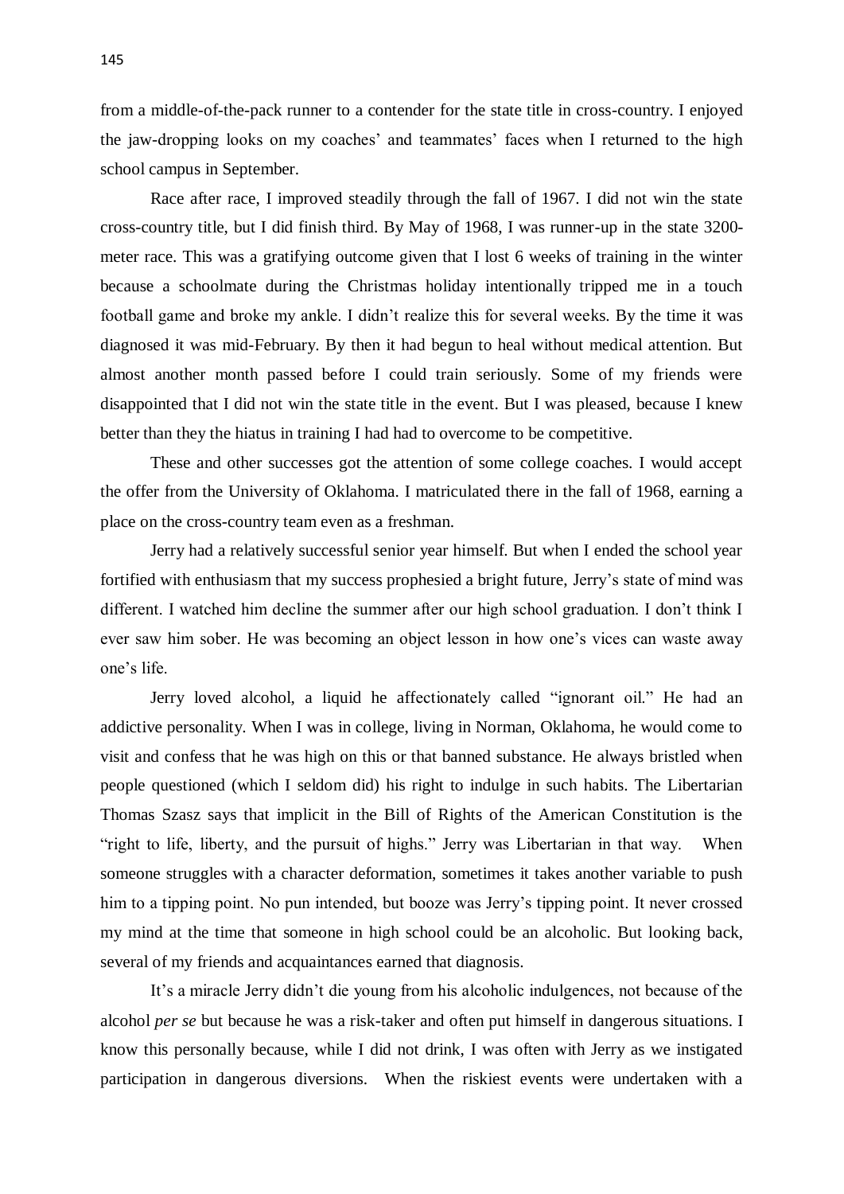from a middle-of-the-pack runner to a contender for the state title in cross-country. I enjoyed the jaw-dropping looks on my coaches' and teammates' faces when I returned to the high school campus in September.

Race after race, I improved steadily through the fall of 1967. I did not win the state cross-country title, but I did finish third. By May of 1968, I was runner-up in the state 3200-meter race. This was a gratifying outcome given that I lost 6 weeks of training in the winter because a schoolmate during the Christmas holiday intentionally tripped me in a touch football game and broke my ankle. I didn't realize this for several weeks. By the time it was diagnosed it was mid-February. By then it had begun to heal without medical attention. But almost another month passed before I could train seriously. Some of my friends were disappointed that I did not win the state title in the event. But I was pleased, because I knew better than they the hiatus in training I had had to overcome to be competitive.

These and other successes got the attention of some college coaches. I would accept the offer from the University of Oklahoma. I matriculated there in the fall of 1968, earning a place on the cross-country team even as a freshman.

Jerry had a relatively successful senior year himself. But when I ended the school year fortified with enthusiasm that my success prophesied a bright future, Jerry's state of mind was different. I watched him decline the summer after our high school graduation. I don't think I ever saw him sober. He was becoming an object lesson in how one's vices can waste away one's life.

Jerry loved alcohol, a liquid he affectionately called "ignorant oil." He had an addictive personality. When I was in college, living in Norman, Oklahoma, he would come to visit and confess that he was high on this or that banned substance. He always bristled when people questioned (which I seldom did) his right to indulge in such habits. The Libertarian Thomas Szasz says that implicit in the Bill of Rights of the American Constitution is the "right to life, liberty, and the pursuit of highs." Jerry was Libertarian in that way. When someone struggles with a character deformation, sometimes it takes another variable to push him to a tipping point. No pun intended, but booze was Jerry's tipping point. It never crossed my mind at the time that someone in high school could be an alcoholic. But looking back, several of my friends and acquaintances earned that diagnosis.

It's a miracle Jerry didn't die young from his alcoholic indulgences, not because of the alcohol *per se* but because he was a risk-taker and often put himself in dangerous situations. I know this personally because, while I did not drink, I was often with Jerry as we instigated participation in dangerous diversions. When the riskiest events were undertaken with a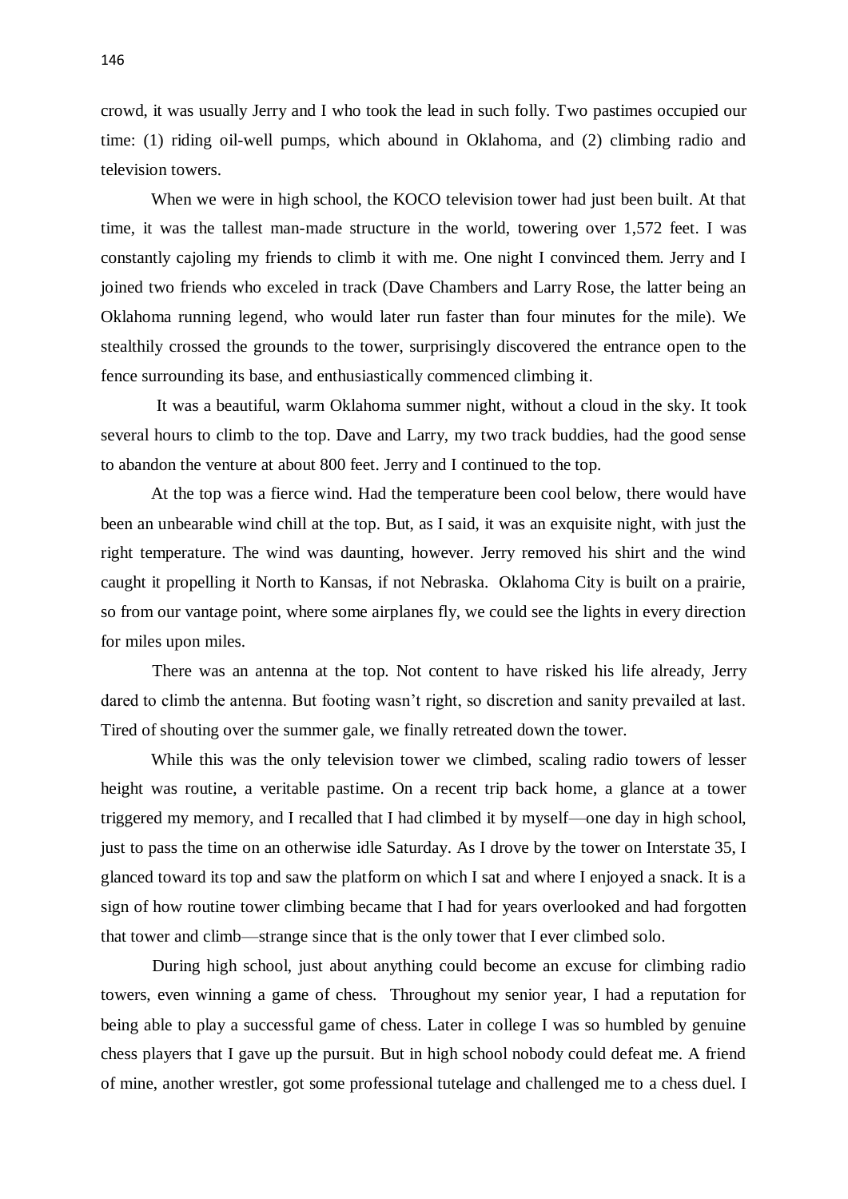crowd, it was usually Jerry and I who took the lead in such folly. Two pastimes occupied our time: (1) riding oil-well pumps, which abound in Oklahoma, and (2) climbing radio and television towers.

When we were in high school, the KOCO television tower had just been built. At that time, it was the tallest man-made structure in the world, towering over 1,572 feet. I was constantly cajoling my friends to climb it with me. One night I convinced them. Jerry and I joined two friends who exceled in track (Dave Chambers and Larry Rose, the latter being an Oklahoma running legend, who would later run faster than four minutes for the mile). We stealthily crossed the grounds to the tower, surprisingly discovered the entrance open to the fence surrounding its base, and enthusiastically commenced climbing it.

It was a beautiful, warm Oklahoma summer night, without a cloud in the sky. It took several hours to climb to the top. Dave and Larry, my two track buddies, had the good sense to abandon the venture at about 800 feet. Jerry and I continued to the top.

At the top was a fierce wind. Had the temperature been cool below, there would have been an unbearable wind chill at the top. But, as I said, it was an exquisite night, with just the right temperature. The wind was daunting, however. Jerry removed his shirt and the wind caught it propelling it North to Kansas, if not Nebraska. Oklahoma City is built on a prairie, so from our vantage point, where some airplanes fly, we could see the lights in every direction for miles upon miles.

There was an antenna at the top. Not content to have risked his life already, Jerry dared to climb the antenna. But footing wasn't right, so discretion and sanity prevailed at last. Tired of shouting over the summer gale, we finally retreated down the tower.

While this was the only television tower we climbed, scaling radio towers of lesser height was routine, a veritable pastime. On a recent trip back home, a glance at a tower triggered my memory, and I recalled that I had climbed it by myself—one day in high school, just to pass the time on an otherwise idle Saturday. As I drove by the tower on Interstate 35, I glanced toward its top and saw the platform on which I sat and where I enjoyed a snack. It is a sign of how routine tower climbing became that I had for years overlooked and had forgotten that tower and climb—strange since that is the only tower that I ever climbed solo.

During high school, just about anything could become an excuse for climbing radio towers, even winning a game of chess. Throughout my senior year, I had a reputation for being able to play a successful game of chess. Later in college I was so humbled by genuine chess players that I gave up the pursuit. But in high school nobody could defeat me. A friend of mine, another wrestler, got some professional tutelage and challenged me to a chess duel. I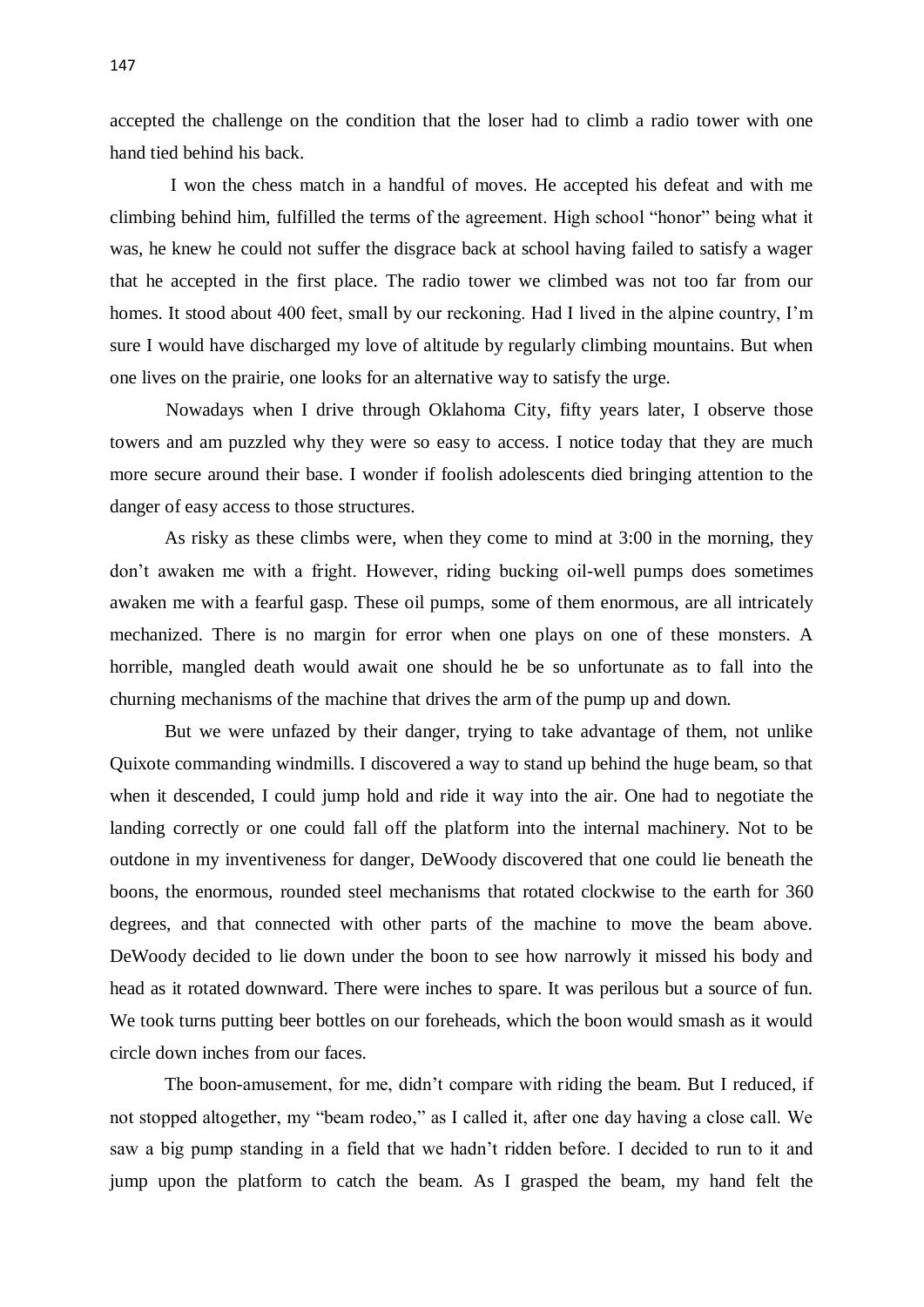accepted the challenge on the condition that the loser had to climb a radio tower with one hand tied behind his back.

I won the chess match in a handful of moves. He accepted his defeat and with me climbing behind him, fulfilled the terms of the agreement. High school "honor" being what it was, he knew he could not suffer the disgrace back at school having failed to satisfy a wager that he accepted in the first place. The radio tower we climbed was not too far from our homes. It stood about 400 feet, small by our reckoning. Had I lived in the alpine country, I'm sure I would have discharged my love of altitude by regularly climbing mountains. But when one lives on the prairie, one looks for an alternative way to satisfy the urge.

Nowadays when I drive through Oklahoma City, fifty years later, I observe those towers and am puzzled why they were so easy to access. I notice today that they are much more secure around their base. I wonder if foolish adolescents died bringing attention to the danger of easy access to those structures.

As risky as these climbs were, when they come to mind at 3:00 in the morning, they don't awaken me with a fright. However, riding bucking oil-well pumps does sometimes awaken me with a fearful gasp. These oil pumps, some of them enormous, are all intricately mechanized. There is no margin for error when one plays on one of these monsters. A horrible, mangled death would await one should he be so unfortunate as to fall into the churning mechanisms of the machine that drives the arm of the pump up and down.

But we were unfazed by their danger, trying to take advantage of them, not unlike Quixote commanding windmills. I discovered a way to stand up behind the huge beam, so that when it descended, I could jump hold and ride it way into the air. One had to negotiate the landing correctly or one could fall off the platform into the internal machinery. Not to be outdone in my inventiveness for danger, DeWoody discovered that one could lie beneath the boons, the enormous, rounded steel mechanisms that rotated clockwise to the earth for 360 degrees, and that connected with other parts of the machine to move the beam above. DeWoody decided to lie down under the boon to see how narrowly it missed his body and head as it rotated downward. There were inches to spare. It was perilous but a source of fun. We took turns putting beer bottles on our foreheads, which the boon would smash as it would circle down inches from our faces.

The boon-amusement, for me, didn't compare with riding the beam. But I reduced, if not stopped altogether, my "beam rodeo," as I called it, after one day having a close call. We saw a big pump standing in a field that we hadn't ridden before. I decided to run to it and jump upon the platform to catch the beam. As I grasped the beam, my hand felt the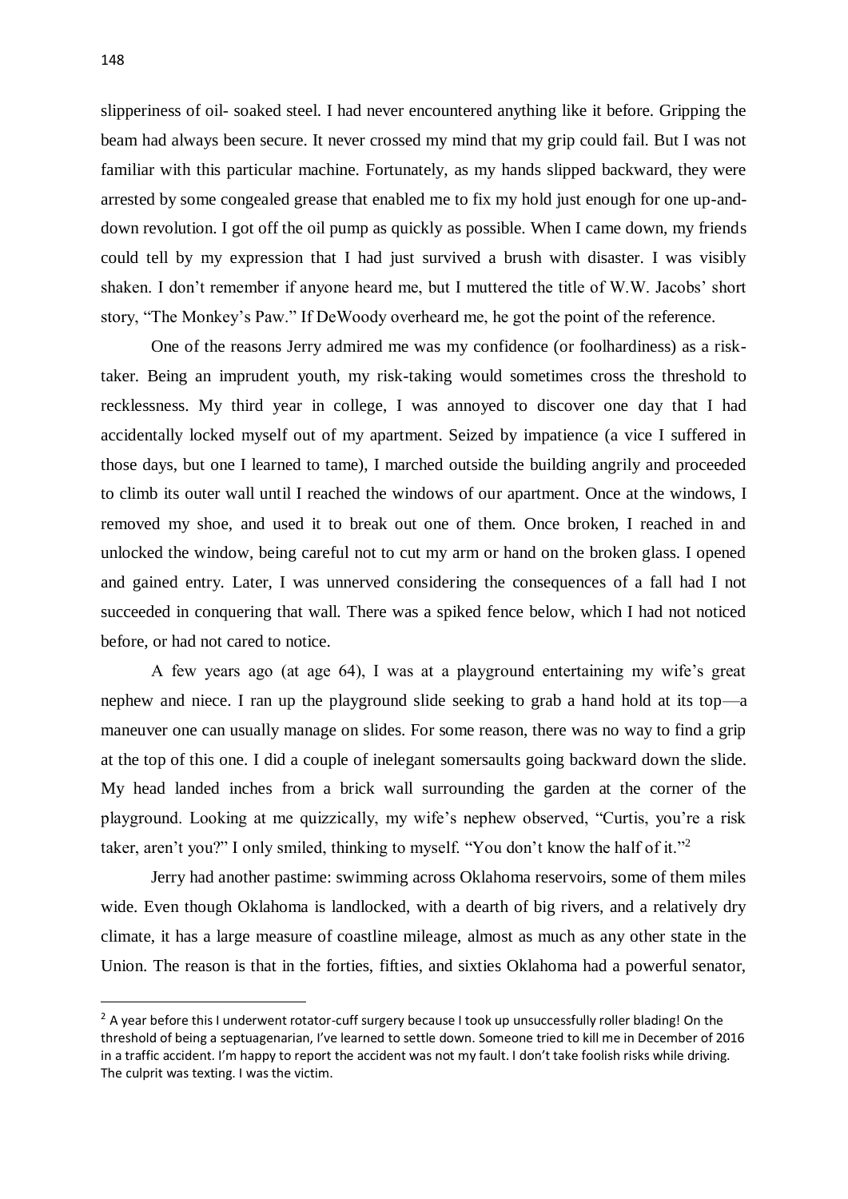slipperiness of oil- soaked steel. I had never encountered anything like it before. Gripping the beam had always been secure. It never crossed my mind that my grip could fail. But I was not familiar with this particular machine. Fortunately, as my hands slipped backward, they were arrested by some congealed grease that enabled me to fix my hold just enough for one up-and-down revolution. I got off the oil pump as quickly as possible. When I came down, my friends could tell by my expression that I had just survived a brush with disaster. I was visibly shaken. I don't remember if anyone heard me, but I muttered the title of W.W. Jacobs' short story, "The Monkey's Paw." If DeWoody overheard me, he got the point of the reference.

One of the reasons Jerry admired me was my confidence (or foolhardiness) as a risk-taker. Being an imprudent youth, my risk-taking would sometimes cross the threshold to recklessness. My third year in college, I was annoyed to discover one day that I had accidentally locked myself out of my apartment. Seized by impatience (a vice I suffered in those days, but one I learned to tame), I marched outside the building angrily and proceeded to climb its outer wall until I reached the windows of our apartment. Once at the windows, I removed my shoe, and used it to break out one of them. Once broken, I reached in and unlocked the window, being careful not to cut my arm or hand on the broken glass. I opened and gained entry. Later, I was unnerved considering the consequences of a fall had I not succeeded in conquering that wall. There was a spiked fence below, which I had not noticed before, or had not cared to notice.

A few years ago (at age 64), I was at a playground entertaining my wife's great nephew and niece. I ran up the playground slide seeking to grab a hand hold at its top—a maneuver one can usually manage on slides. For some reason, there was no way to find a grip at the top of this one. I did a couple of inelegant somersaults going backward down the slide. My head landed inches from a brick wall surrounding the garden at the corner of the playground. Looking at me quizzically, my wife's nephew observed, "Curtis, you're a risk taker, aren't you?" I only smiled, thinking to myself. "You don't know the half of it."[2]

Jerry had another pastime: swimming across Oklahoma reservoirs, some of them miles wide. Even though Oklahoma is landlocked, with a dearth of big rivers, and a relatively dry climate, it has a large measure of coastline mileage, almost as much as any other state in the Union. The reason is that in the forties, fifties, and sixties Oklahoma had a powerful senator,

---

[2] A year before this I underwent rotator-cuff surgery because I took up unsuccessfully roller blading! On the threshold of being a septuagenarian, I've learned to settle down. Someone tried to kill me in December of 2016 in a traffic accident. I'm happy to report the accident was not my fault. I don't take foolish risks while driving. The culprit was texting. I was the victim.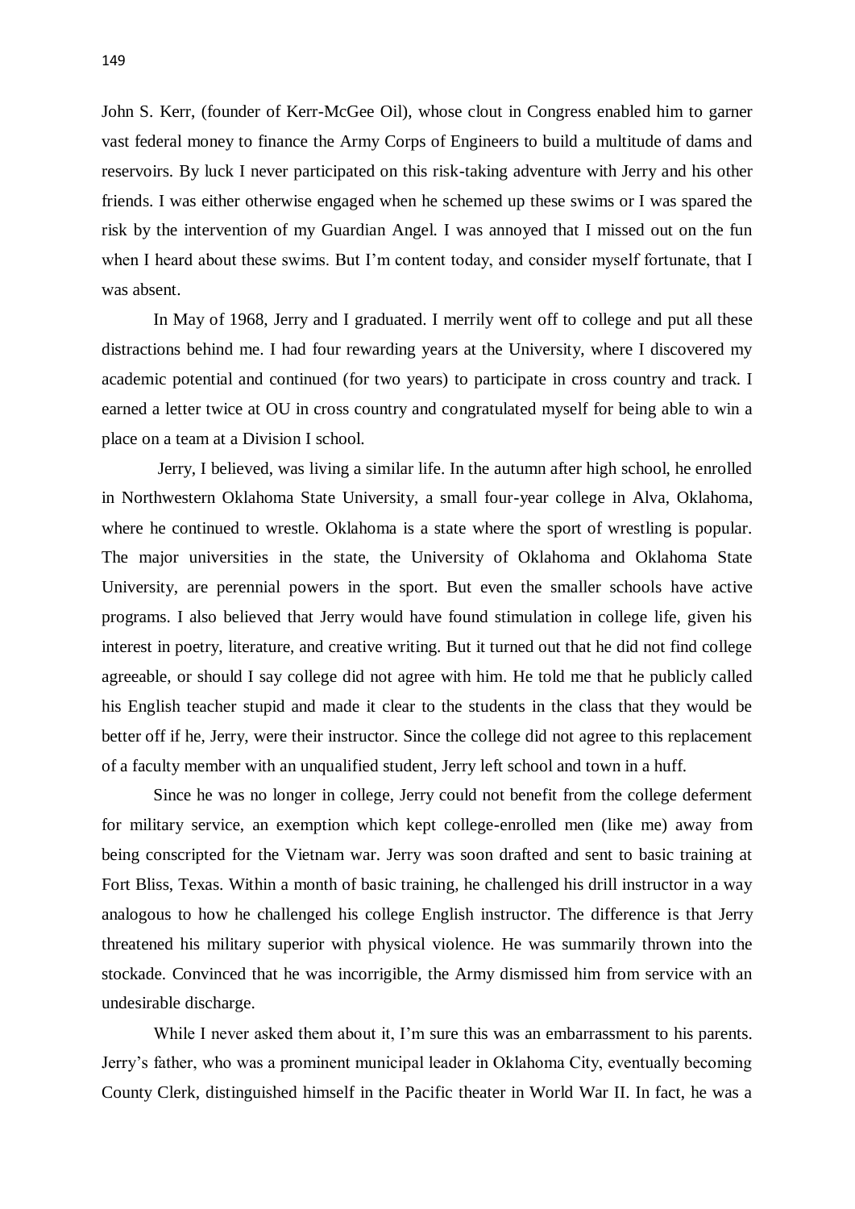John S. Kerr, (founder of Kerr-McGee Oil), whose clout in Congress enabled him to garner vast federal money to finance the Army Corps of Engineers to build a multitude of dams and reservoirs. By luck I never participated on this risk-taking adventure with Jerry and his other friends. I was either otherwise engaged when he schemed up these swims or I was spared the risk by the intervention of my Guardian Angel. I was annoyed that I missed out on the fun when I heard about these swims. But I'm content today, and consider myself fortunate, that I was absent.

In May of 1968, Jerry and I graduated. I merrily went off to college and put all these distractions behind me. I had four rewarding years at the University, where I discovered my academic potential and continued (for two years) to participate in cross country and track. I earned a letter twice at OU in cross country and congratulated myself for being able to win a place on a team at a Division I school.

Jerry, I believed, was living a similar life. In the autumn after high school, he enrolled in Northwestern Oklahoma State University, a small four-year college in Alva, Oklahoma, where he continued to wrestle. Oklahoma is a state where the sport of wrestling is popular. The major universities in the state, the University of Oklahoma and Oklahoma State University, are perennial powers in the sport. But even the smaller schools have active programs. I also believed that Jerry would have found stimulation in college life, given his interest in poetry, literature, and creative writing. But it turned out that he did not find college agreeable, or should I say college did not agree with him. He told me that he publicly called his English teacher stupid and made it clear to the students in the class that they would be better off if he, Jerry, were their instructor. Since the college did not agree to this replacement of a faculty member with an unqualified student, Jerry left school and town in a huff.

Since he was no longer in college, Jerry could not benefit from the college deferment for military service, an exemption which kept college-enrolled men (like me) away from being conscripted for the Vietnam war. Jerry was soon drafted and sent to basic training at Fort Bliss, Texas. Within a month of basic training, he challenged his drill instructor in a way analogous to how he challenged his college English instructor. The difference is that Jerry threatened his military superior with physical violence. He was summarily thrown into the stockade. Convinced that he was incorrigible, the Army dismissed him from service with an undesirable discharge.

While I never asked them about it, I'm sure this was an embarrassment to his parents. Jerry's father, who was a prominent municipal leader in Oklahoma City, eventually becoming County Clerk, distinguished himself in the Pacific theater in World War II. In fact, he was a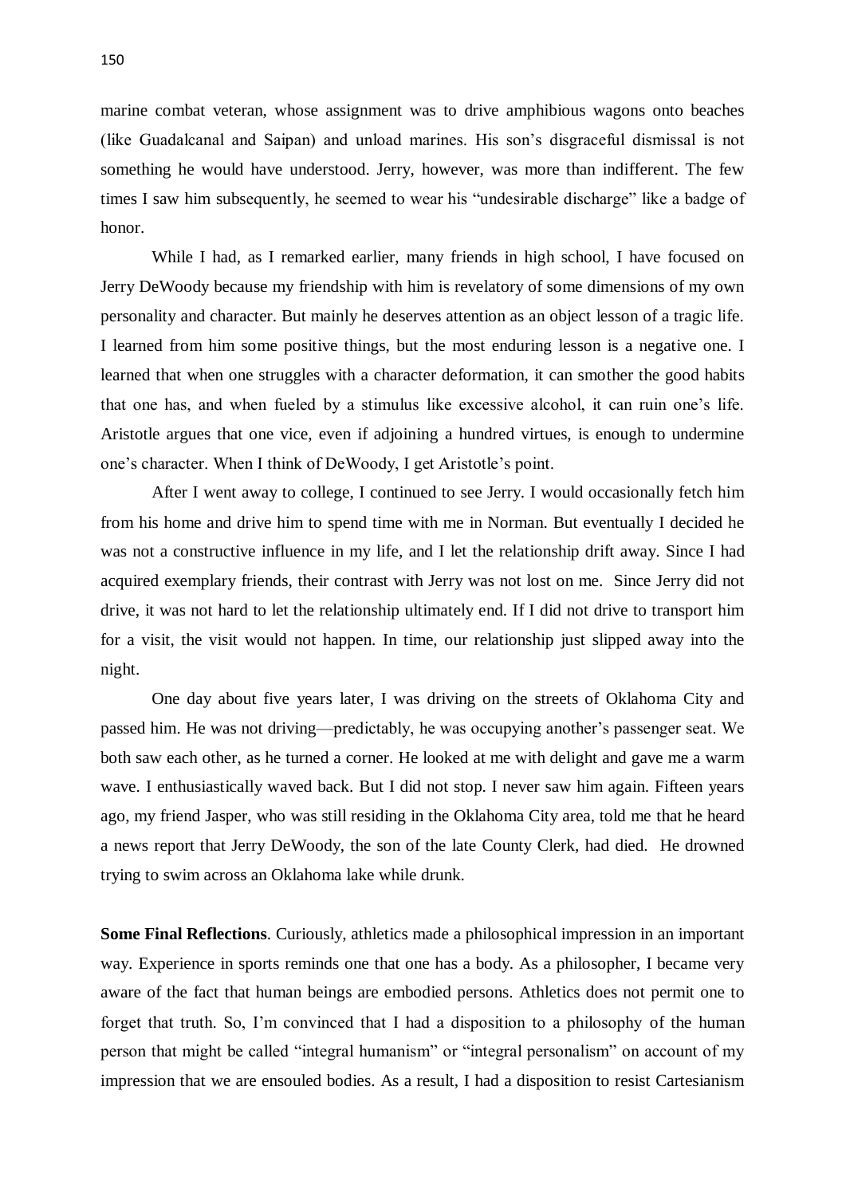marine combat veteran, whose assignment was to drive amphibious wagons onto beaches (like Guadalcanal and Saipan) and unload marines. His son's disgraceful dismissal is not something he would have understood. Jerry, however, was more than indifferent. The few times I saw him subsequently, he seemed to wear his "undesirable discharge" like a badge of honor.

While I had, as I remarked earlier, many friends in high school, I have focused on Jerry DeWoody because my friendship with him is revelatory of some dimensions of my own personality and character. But mainly he deserves attention as an object lesson of a tragic life. I learned from him some positive things, but the most enduring lesson is a negative one. I learned that when one struggles with a character deformation, it can smother the good habits that one has, and when fueled by a stimulus like excessive alcohol, it can ruin one's life. Aristotle argues that one vice, even if adjoining a hundred virtues, is enough to undermine one's character. When I think of DeWoody, I get Aristotle's point.

After I went away to college, I continued to see Jerry. I would occasionally fetch him from his home and drive him to spend time with me in Norman. But eventually I decided he was not a constructive influence in my life, and I let the relationship drift away. Since I had acquired exemplary friends, their contrast with Jerry was not lost on me. Since Jerry did not drive, it was not hard to let the relationship ultimately end. If I did not drive to transport him for a visit, the visit would not happen. In time, our relationship just slipped away into the night.

One day about five years later, I was driving on the streets of Oklahoma City and passed him. He was not driving—predictably, he was occupying another's passenger seat. We both saw each other, as he turned a corner. He looked at me with delight and gave me a warm wave. I enthusiastically waved back. But I did not stop. I never saw him again. Fifteen years ago, my friend Jasper, who was still residing in the Oklahoma City area, told me that he heard a news report that Jerry DeWoody, the son of the late County Clerk, had died. He drowned trying to swim across an Oklahoma lake while drunk.

**Some Final Reflections**. Curiously, athletics made a philosophical impression in an important way. Experience in sports reminds one that one has a body. As a philosopher, I became very aware of the fact that human beings are embodied persons. Athletics does not permit one to forget that truth. So, I'm convinced that I had a disposition to a philosophy of the human person that might be called "integral humanism" or "integral personalism" on account of my impression that we are ensouled bodies. As a result, I had a disposition to resist Cartesianism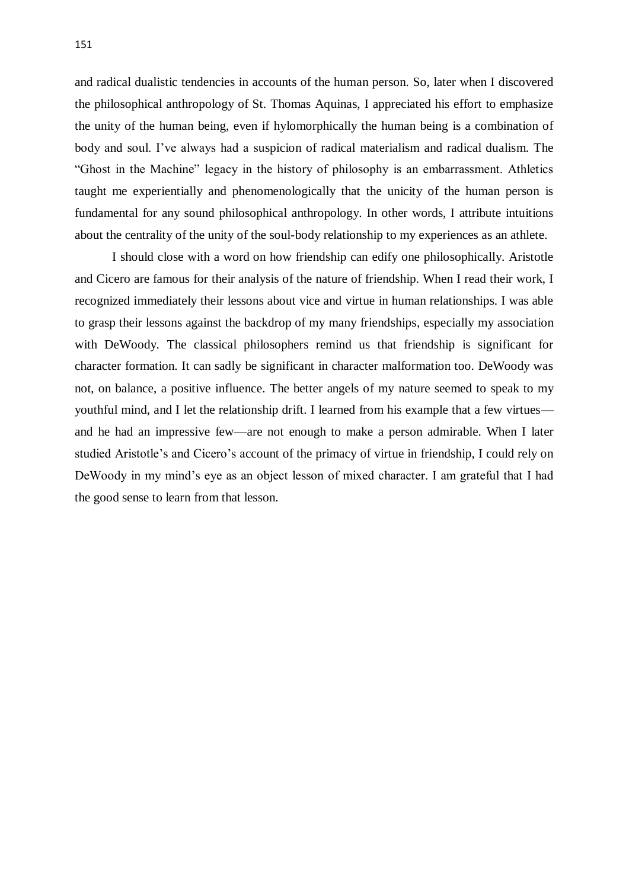and radical dualistic tendencies in accounts of the human person. So, later when I discovered the philosophical anthropology of St. Thomas Aquinas, I appreciated his effort to emphasize the unity of the human being, even if hylomorphically the human being is a combination of body and soul. I've always had a suspicion of radical materialism and radical dualism. The "Ghost in the Machine" legacy in the history of philosophy is an embarrassment. Athletics taught me experientially and phenomenologically that the unicity of the human person is fundamental for any sound philosophical anthropology. In other words, I attribute intuitions about the centrality of the unity of the soul-body relationship to my experiences as an athlete.

I should close with a word on how friendship can edify one philosophically. Aristotle and Cicero are famous for their analysis of the nature of friendship. When I read their work, I recognized immediately their lessons about vice and virtue in human relationships. I was able to grasp their lessons against the backdrop of my many friendships, especially my association with DeWoody. The classical philosophers remind us that friendship is significant for character formation. It can sadly be significant in character malformation too. DeWoody was not, on balance, a positive influence. The better angels of my nature seemed to speak to my youthful mind, and I let the relationship drift. I learned from his example that a few virtues—and he had an impressive few—are not enough to make a person admirable. When I later studied Aristotle's and Cicero's account of the primacy of virtue in friendship, I could rely on DeWoody in my mind's eye as an object lesson of mixed character. I am grateful that I had the good sense to learn from that lesson.